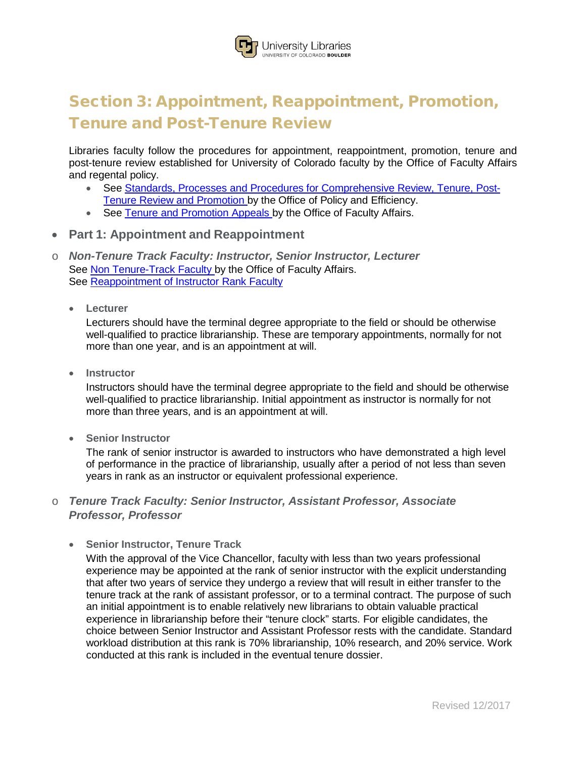# Section 3: Appointment, Reappointment, Promotion, Tenure and Post-Tenure Review

Libraries faculty follow the procedures for appointment, reappointment, promotion, tenure and post-tenure review established for University of Colorado faculty by the Office of Faculty Affairs and regental policy.

- See Standards, Processes and Procedures for Comprehensive Review, Tenure, Post-Tenure Review and Promotion by the Office of Policy and Efficiency.
- See Tenure and Promotion Appeals by the Office of Faculty Affairs.

## Part 1: Appointment and Reappointment

### *Non-Tenure Track Faculty: Instructor, Senior Instructor, Lecturer*

See Non Tenure-Track Faculty by the Office of Faculty Affairs.
See Reappointment of Instructor Rank Faculty

- **Lecturer**

  Lecturers should have the terminal degree appropriate to the field or should be otherwise well-qualified to practice librarianship. These are temporary appointments, normally for not more than one year, and is an appointment at will.

- **Instructor**

  Instructors should have the terminal degree appropriate to the field and should be otherwise well-qualified to practice librarianship. Initial appointment as instructor is normally for not more than three years, and is an appointment at will.

- **Senior Instructor**

  The rank of senior instructor is awarded to instructors who have demonstrated a high level of performance in the practice of librarianship, usually after a period of not less than seven years in rank as an instructor or equivalent professional experience.

### *Tenure Track Faculty: Senior Instructor, Assistant Professor, Associate Professor, Professor*

- **Senior Instructor, Tenure Track**

  With the approval of the Vice Chancellor, faculty with less than two years professional experience may be appointed at the rank of senior instructor with the explicit understanding that after two years of service they undergo a review that will result in either transfer to the tenure track at the rank of assistant professor, or to a terminal contract. The purpose of such an initial appointment is to enable relatively new librarians to obtain valuable practical experience in librarianship before their "tenure clock" starts. For eligible candidates, the choice between Senior Instructor and Assistant Professor rests with the candidate. Standard workload distribution at this rank is 70% librarianship, 10% research, and 20% service. Work conducted at this rank is included in the eventual tenure dossier.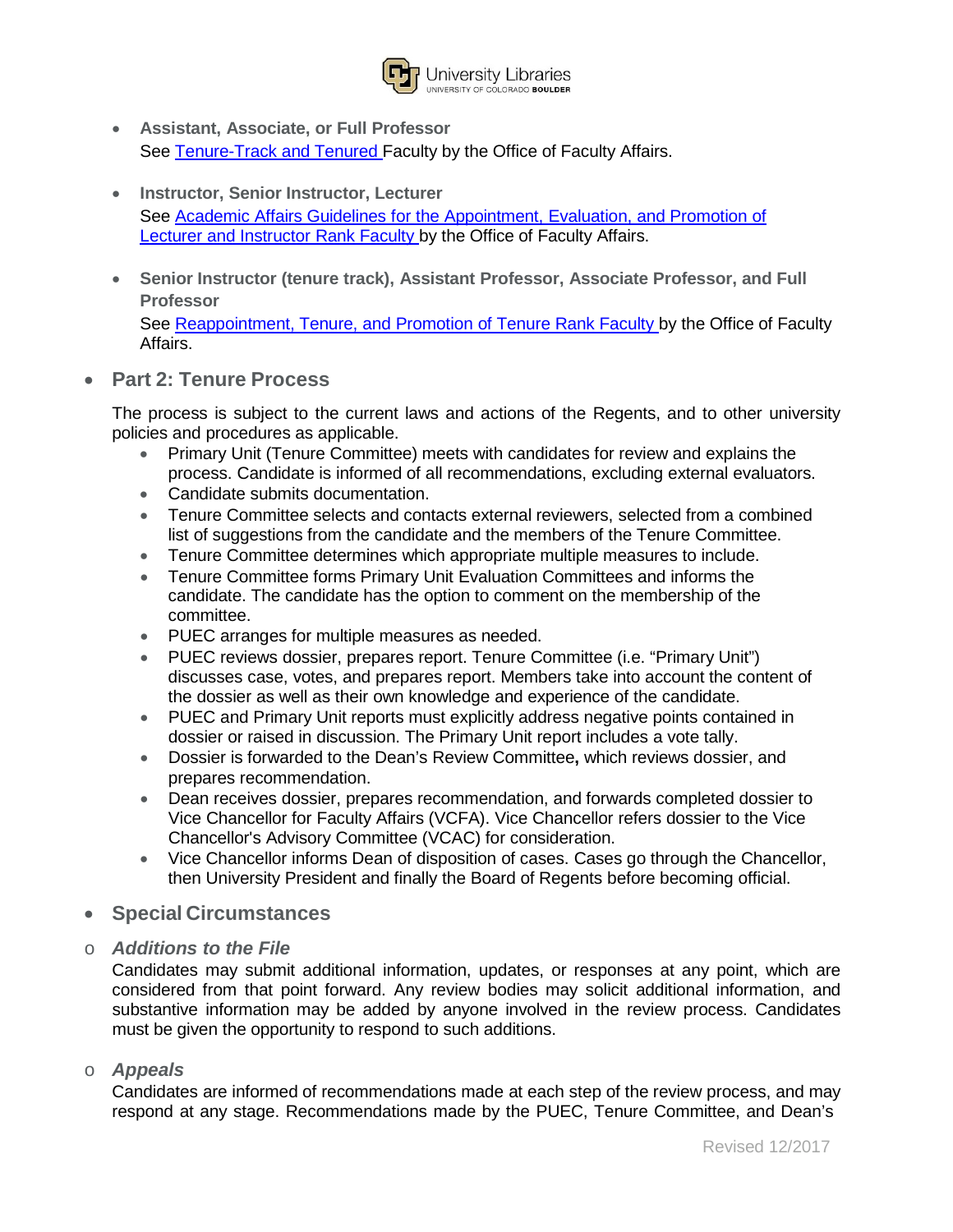- **Assistant, Associate, or Full Professor**
  See Tenure-Track and Tenured Faculty by the Office of Faculty Affairs.

- **Instructor, Senior Instructor, Lecturer**
  See Academic Affairs Guidelines for the Appointment, Evaluation, and Promotion of Lecturer and Instructor Rank Faculty by the Office of Faculty Affairs.

- **Senior Instructor (tenure track), Assistant Professor, Associate Professor, and Full Professor**
  See Reappointment, Tenure, and Promotion of Tenure Rank Faculty by the Office of Faculty Affairs.

- ## Part 2: Tenure Process

  The process is subject to the current laws and actions of the Regents, and to other university policies and procedures as applicable.

  - Primary Unit (Tenure Committee) meets with candidates for review and explains the process. Candidate is informed of all recommendations, excluding external evaluators.
  - Candidate submits documentation.
  - Tenure Committee selects and contacts external reviewers, selected from a combined list of suggestions from the candidate and the members of the Tenure Committee.
  - Tenure Committee determines which appropriate multiple measures to include.
  - Tenure Committee forms Primary Unit Evaluation Committees and informs the candidate. The candidate has the option to comment on the membership of the committee.
  - PUEC arranges for multiple measures as needed.
  - PUEC reviews dossier, prepares report. Tenure Committee (i.e. "Primary Unit") discusses case, votes, and prepares report. Members take into account the content of the dossier as well as their own knowledge and experience of the candidate.
  - PUEC and Primary Unit reports must explicitly address negative points contained in dossier or raised in discussion. The Primary Unit report includes a vote tally.
  - Dossier is forwarded to the Dean's Review Committee**,** which reviews dossier, and prepares recommendation.
  - Dean receives dossier, prepares recommendation, and forwards completed dossier to Vice Chancellor for Faculty Affairs (VCFA). Vice Chancellor refers dossier to the Vice Chancellor's Advisory Committee (VCAC) for consideration.
  - Vice Chancellor informs Dean of disposition of cases. Cases go through the Chancellor, then University President and finally the Board of Regents before becoming official.

- ## Special Circumstances

  - ### *Additions to the File*

    Candidates may submit additional information, updates, or responses at any point, which are considered from that point forward. Any review bodies may solicit additional information, and substantive information may be added by anyone involved in the review process. Candidates must be given the opportunity to respond to such additions.

  - ### *Appeals*

    Candidates are informed of recommendations made at each step of the review process, and may respond at any stage. Recommendations made by the PUEC, Tenure Committee, and Dean's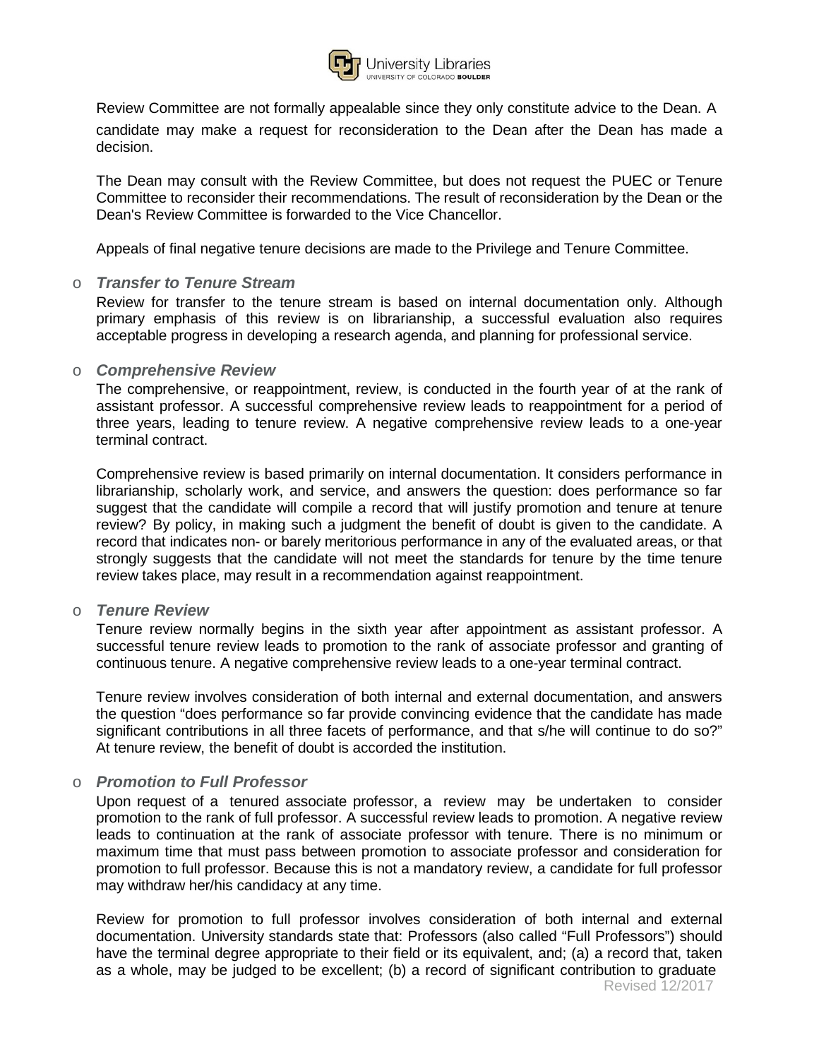Review Committee are not formally appealable since they only constitute advice to the Dean. A candidate may make a request for reconsideration to the Dean after the Dean has made a decision.

The Dean may consult with the Review Committee, but does not request the PUEC or Tenure Committee to reconsider their recommendations. The result of reconsideration by the Dean or the Dean's Review Committee is forwarded to the Vice Chancellor.

Appeals of final negative tenure decisions are made to the Privilege and Tenure Committee.

- ***Transfer to Tenure Stream***

  Review for transfer to the tenure stream is based on internal documentation only. Although primary emphasis of this review is on librarianship, a successful evaluation also requires acceptable progress in developing a research agenda, and planning for professional service.

- ***Comprehensive Review***

  The comprehensive, or reappointment, review, is conducted in the fourth year of at the rank of assistant professor. A successful comprehensive review leads to reappointment for a period of three years, leading to tenure review. A negative comprehensive review leads to a one-year terminal contract.

  Comprehensive review is based primarily on internal documentation. It considers performance in librarianship, scholarly work, and service, and answers the question: does performance so far suggest that the candidate will compile a record that will justify promotion and tenure at tenure review? By policy, in making such a judgment the benefit of doubt is given to the candidate. A record that indicates non- or barely meritorious performance in any of the evaluated areas, or that strongly suggests that the candidate will not meet the standards for tenure by the time tenure review takes place, may result in a recommendation against reappointment.

- ***Tenure Review***

  Tenure review normally begins in the sixth year after appointment as assistant professor. A successful tenure review leads to promotion to the rank of associate professor and granting of continuous tenure. A negative comprehensive review leads to a one-year terminal contract.

  Tenure review involves consideration of both internal and external documentation, and answers the question "does performance so far provide convincing evidence that the candidate has made significant contributions in all three facets of performance, and that s/he will continue to do so?" At tenure review, the benefit of doubt is accorded the institution.

- ***Promotion to Full Professor***

  Upon request of a tenured associate professor, a review may be undertaken to consider promotion to the rank of full professor. A successful review leads to promotion. A negative review leads to continuation at the rank of associate professor with tenure. There is no minimum or maximum time that must pass between promotion to associate professor and consideration for promotion to full professor. Because this is not a mandatory review, a candidate for full professor may withdraw her/his candidacy at any time.

  Review for promotion to full professor involves consideration of both internal and external documentation. University standards state that: Professors (also called "Full Professors") should have the terminal degree appropriate to their field or its equivalent, and; (a) a record that, taken as a whole, may be judged to be excellent; (b) a record of significant contribution to graduate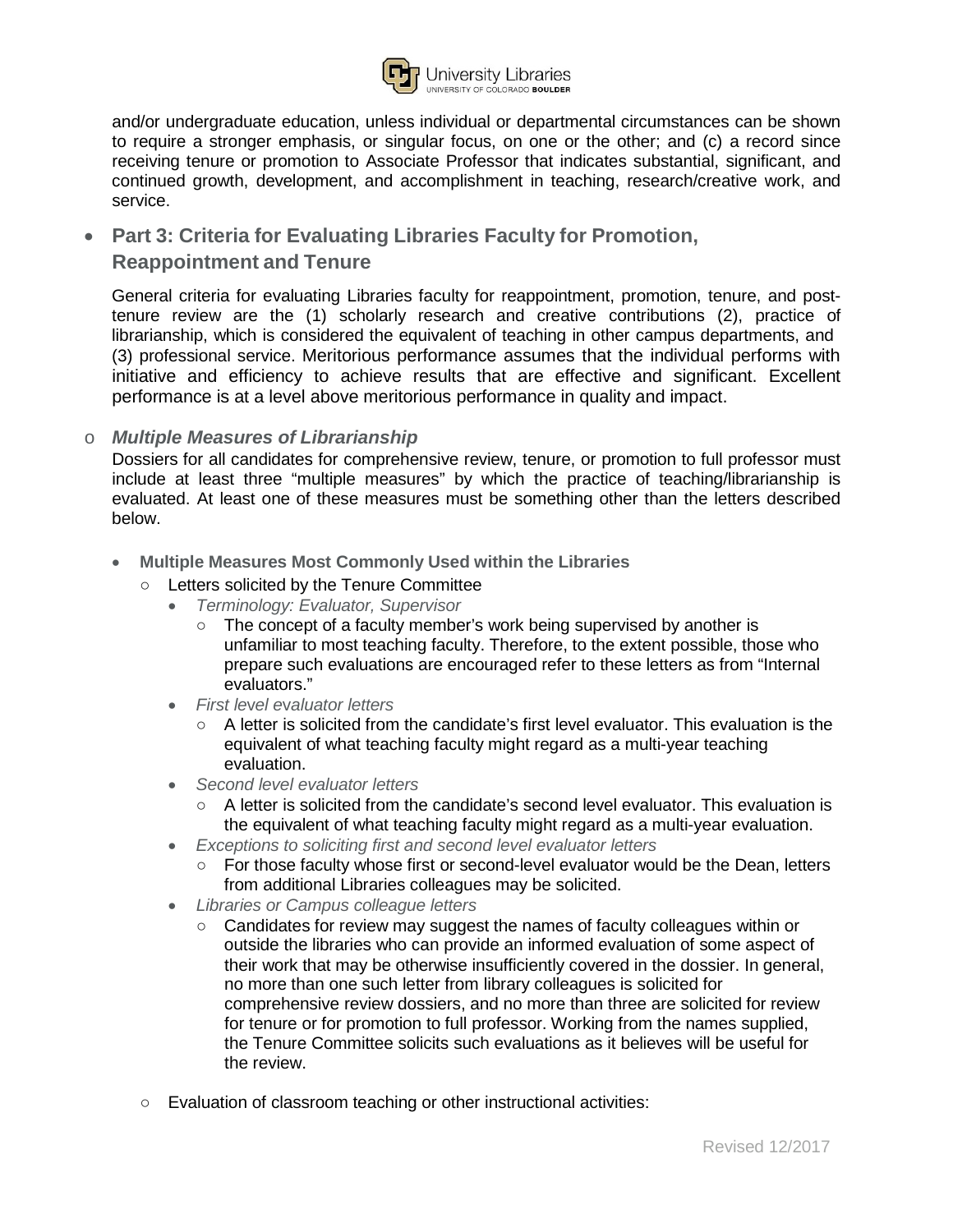and/or undergraduate education, unless individual or departmental circumstances can be shown to require a stronger emphasis, or singular focus, on one or the other; and (c) a record since receiving tenure or promotion to Associate Professor that indicates substantial, significant, and continued growth, development, and accomplishment in teaching, research/creative work, and service.

- **Part 3: Criteria for Evaluating Libraries Faculty for Promotion, Reappointment and Tenure**

  General criteria for evaluating Libraries faculty for reappointment, promotion, tenure, and post-tenure review are the (1) scholarly research and creative contributions (2), practice of librarianship, which is considered the equivalent of teaching in other campus departments, and (3) professional service. Meritorious performance assumes that the individual performs with initiative and efficiency to achieve results that are effective and significant. Excellent performance is at a level above meritorious performance in quality and impact.

  - ***Multiple Measures of Librarianship***

    Dossiers for all candidates for comprehensive review, tenure, or promotion to full professor must include at least three "multiple measures" by which the practice of teaching/librarianship is evaluated. At least one of these measures must be something other than the letters described below.

    - **Multiple Measures Most Commonly Used within the Libraries**
      - Letters solicited by the Tenure Committee
        - *Terminology: Evaluator, Supervisor*
          - The concept of a faculty member's work being supervised by another is unfamiliar to most teaching faculty. Therefore, to the extent possible, those who prepare such evaluations are encouraged refer to these letters as from "Internal evaluators."
        - *First level evaluator letters*
          - A letter is solicited from the candidate's first level evaluator. This evaluation is the equivalent of what teaching faculty might regard as a multi-year teaching evaluation.
        - *Second level evaluator letters*
          - A letter is solicited from the candidate's second level evaluator. This evaluation is the equivalent of what teaching faculty might regard as a multi-year evaluation.
        - *Exceptions to soliciting first and second level evaluator letters*
          - For those faculty whose first or second-level evaluator would be the Dean, letters from additional Libraries colleagues may be solicited.
        - *Libraries or Campus colleague letters*
          - Candidates for review may suggest the names of faculty colleagues within or outside the libraries who can provide an informed evaluation of some aspect of their work that may be otherwise insufficiently covered in the dossier. In general, no more than one such letter from library colleagues is solicited for comprehensive review dossiers, and no more than three are solicited for review for tenure or for promotion to full professor. Working from the names supplied, the Tenure Committee solicits such evaluations as it believes will be useful for the review.
      - Evaluation of classroom teaching or other instructional activities: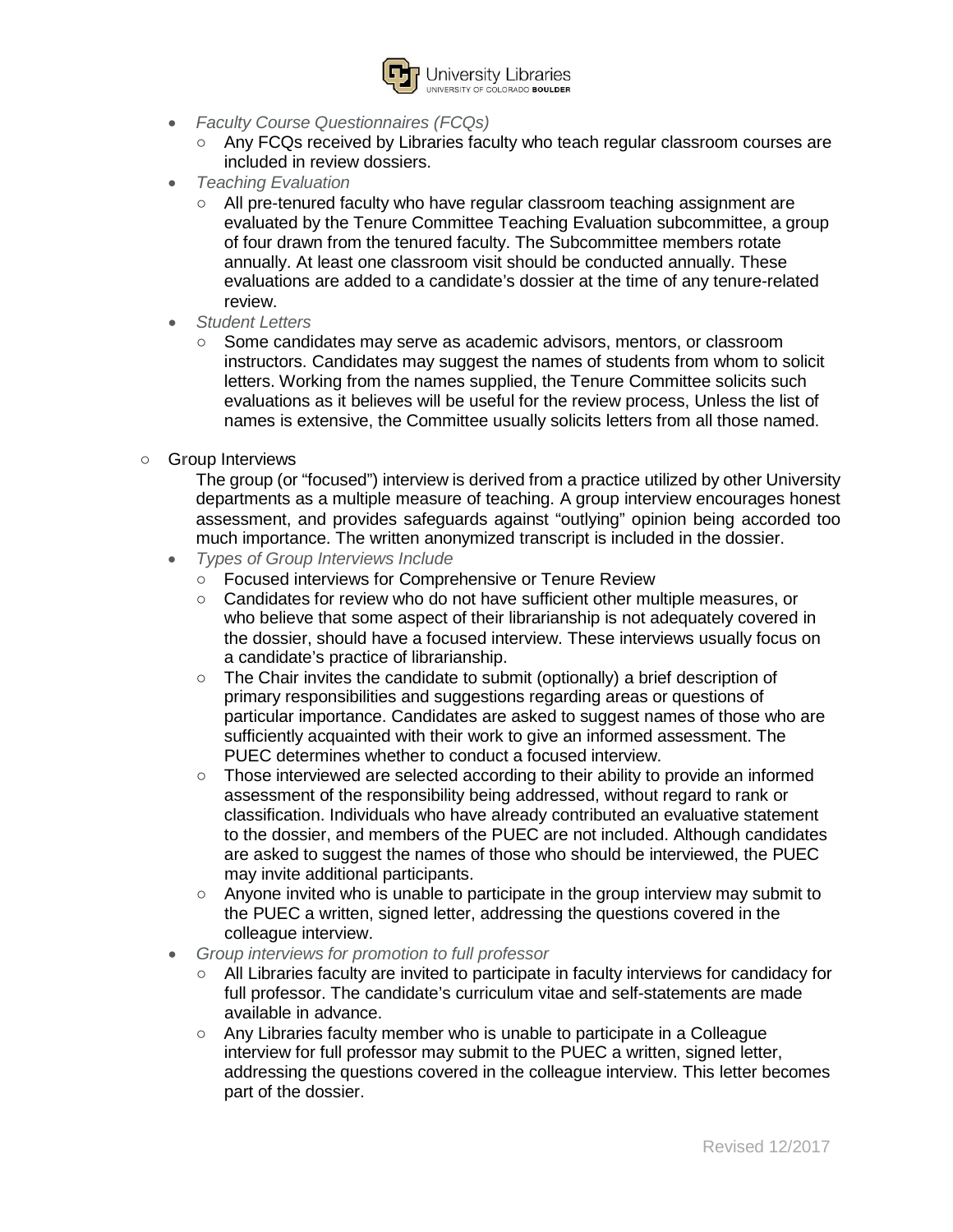- *Faculty Course Questionnaires (FCQs)*
    - Any FCQs received by Libraries faculty who teach regular classroom courses are included in review dossiers.
- *Teaching Evaluation*
    - All pre-tenured faculty who have regular classroom teaching assignment are evaluated by the Tenure Committee Teaching Evaluation subcommittee, a group of four drawn from the tenured faculty. The Subcommittee members rotate annually. At least one classroom visit should be conducted annually. These evaluations are added to a candidate's dossier at the time of any tenure-related review.
- *Student Letters*
    - Some candidates may serve as academic advisors, mentors, or classroom instructors. Candidates may suggest the names of students from whom to solicit letters. Working from the names supplied, the Tenure Committee solicits such evaluations as it believes will be useful for the review process, Unless the list of names is extensive, the Committee usually solicits letters from all those named.

- Group Interviews

  The group (or "focused") interview is derived from a practice utilized by other University departments as a multiple measure of teaching. A group interview encourages honest assessment, and provides safeguards against "outlying" opinion being accorded too much importance. The written anonymized transcript is included in the dossier.

  - *Types of Group Interviews Include*
    - Focused interviews for Comprehensive or Tenure Review
    - Candidates for review who do not have sufficient other multiple measures, or who believe that some aspect of their librarianship is not adequately covered in the dossier, should have a focused interview. These interviews usually focus on a candidate's practice of librarianship.
    - The Chair invites the candidate to submit (optionally) a brief description of primary responsibilities and suggestions regarding areas or questions of particular importance. Candidates are asked to suggest names of those who are sufficiently acquainted with their work to give an informed assessment. The PUEC determines whether to conduct a focused interview.
    - Those interviewed are selected according to their ability to provide an informed assessment of the responsibility being addressed, without regard to rank or classification. Individuals who have already contributed an evaluative statement to the dossier, and members of the PUEC are not included. Although candidates are asked to suggest the names of those who should be interviewed, the PUEC may invite additional participants.
    - Anyone invited who is unable to participate in the group interview may submit to the PUEC a written, signed letter, addressing the questions covered in the colleague interview.
  - *Group interviews for promotion to full professor*
    - All Libraries faculty are invited to participate in faculty interviews for candidacy for full professor. The candidate's curriculum vitae and self-statements are made available in advance.
    - Any Libraries faculty member who is unable to participate in a Colleague interview for full professor may submit to the PUEC a written, signed letter, addressing the questions covered in the colleague interview. This letter becomes part of the dossier.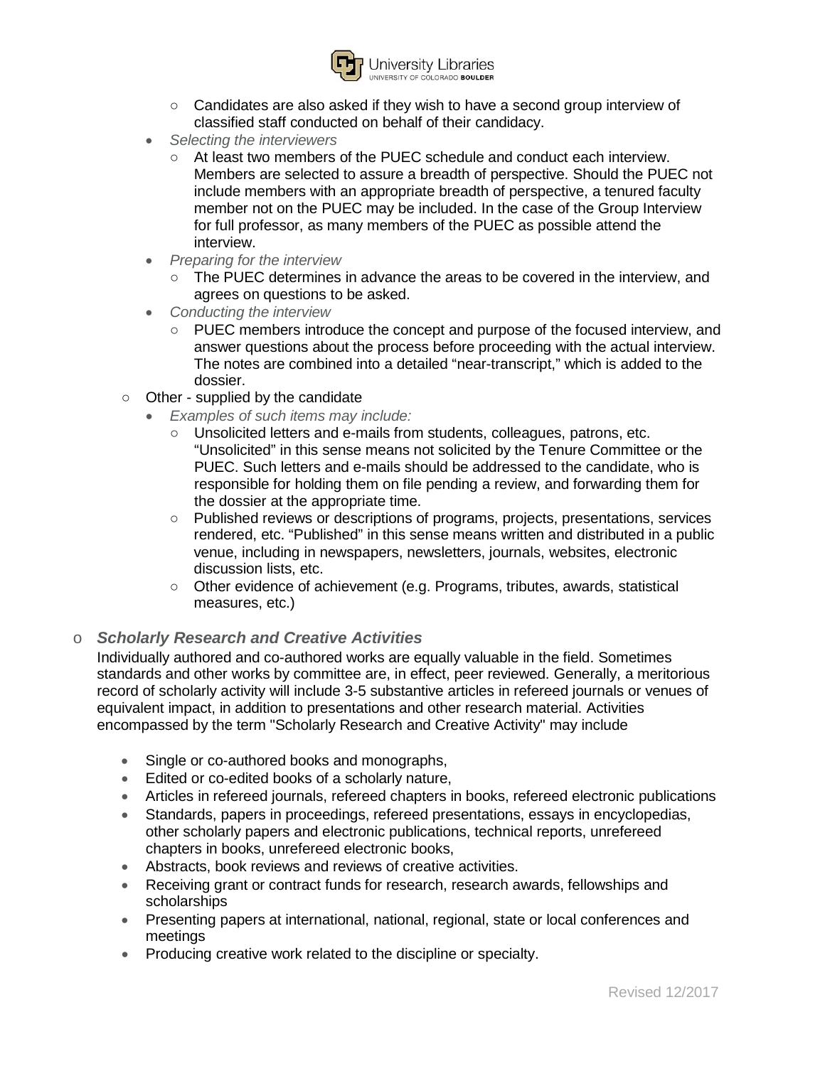- Candidates are also asked if they wish to have a second group interview of classified staff conducted on behalf of their candidacy.
- *Selecting the interviewers*
  - At least two members of the PUEC schedule and conduct each interview. Members are selected to assure a breadth of perspective. Should the PUEC not include members with an appropriate breadth of perspective, a tenured faculty member not on the PUEC may be included. In the case of the Group Interview for full professor, as many members of the PUEC as possible attend the interview.
- *Preparing for the interview*
  - The PUEC determines in advance the areas to be covered in the interview, and agrees on questions to be asked.
- *Conducting the interview*
  - PUEC members introduce the concept and purpose of the focused interview, and answer questions about the process before proceeding with the actual interview. The notes are combined into a detailed "near-transcript," which is added to the dossier.

- Other - supplied by the candidate
  - *Examples of such items may include:*
    - Unsolicited letters and e-mails from students, colleagues, patrons, etc. "Unsolicited" in this sense means not solicited by the Tenure Committee or the PUEC. Such letters and e-mails should be addressed to the candidate, who is responsible for holding them on file pending a review, and forwarding them for the dossier at the appropriate time.
    - Published reviews or descriptions of programs, projects, presentations, services rendered, etc. "Published" in this sense means written and distributed in a public venue, including in newspapers, newsletters, journals, websites, electronic discussion lists, etc.
    - Other evidence of achievement (e.g. Programs, tributes, awards, statistical measures, etc.)

### ***Scholarly Research and Creative Activities***

Individually authored and co-authored works are equally valuable in the field. Sometimes standards and other works by committee are, in effect, peer reviewed. Generally, a meritorious record of scholarly activity will include 3-5 substantive articles in refereed journals or venues of equivalent impact, in addition to presentations and other research material. Activities encompassed by the term "Scholarly Research and Creative Activity" may include

- Single or co-authored books and monographs,
- Edited or co-edited books of a scholarly nature,
- Articles in refereed journals, refereed chapters in books, refereed electronic publications
- Standards, papers in proceedings, refereed presentations, essays in encyclopedias, other scholarly papers and electronic publications, technical reports, unrefereed chapters in books, unrefereed electronic books,
- Abstracts, book reviews and reviews of creative activities.
- Receiving grant or contract funds for research, research awards, fellowships and scholarships
- Presenting papers at international, national, regional, state or local conferences and meetings
- Producing creative work related to the discipline or specialty.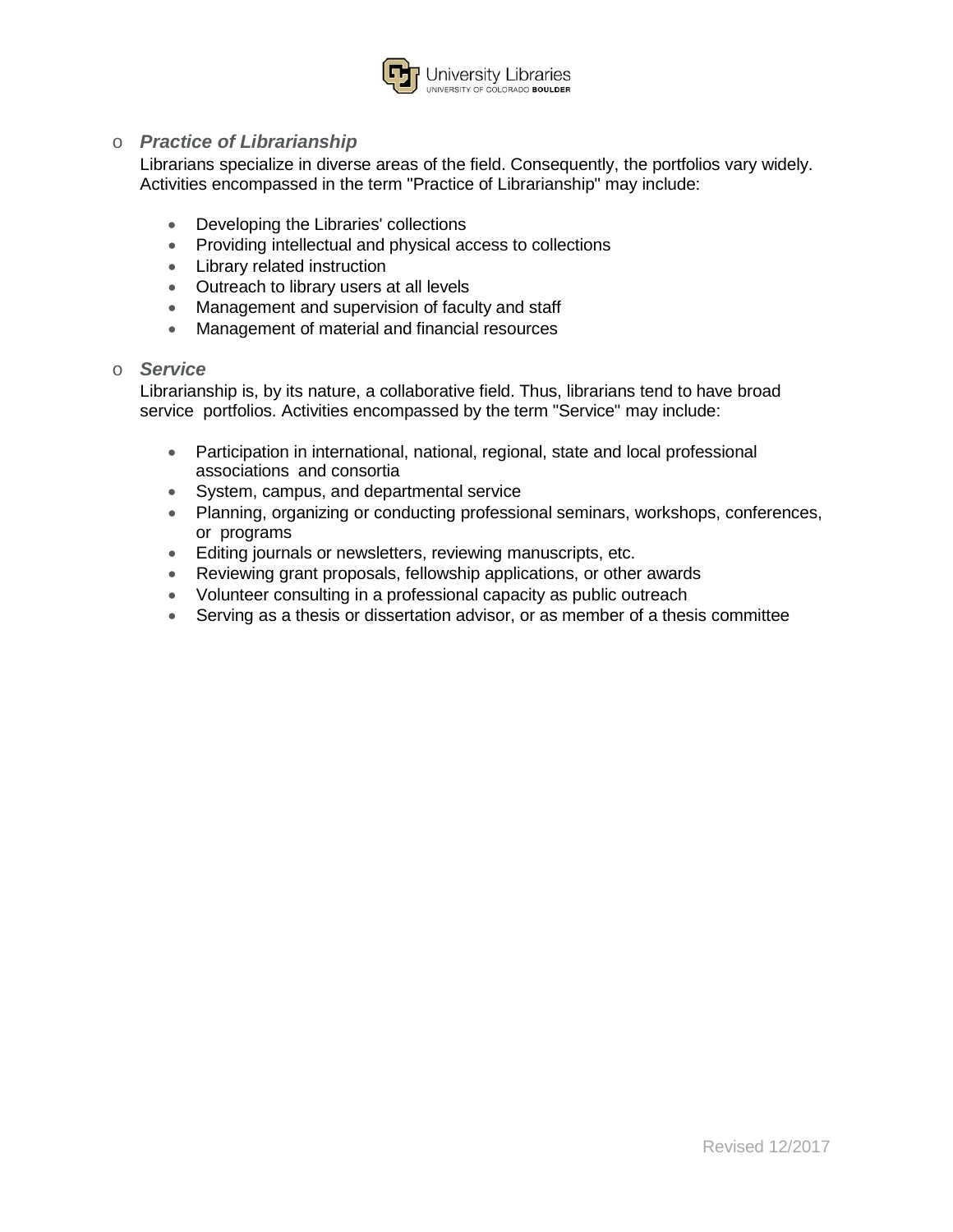- ***Practice of Librarianship***

  Librarians specialize in diverse areas of the field. Consequently, the portfolios vary widely. Activities encompassed in the term "Practice of Librarianship" may include:

  - Developing the Libraries' collections
  - Providing intellectual and physical access to collections
  - Library related instruction
  - Outreach to library users at all levels
  - Management and supervision of faculty and staff
  - Management of material and financial resources

- ***Service***

  Librarianship is, by its nature, a collaborative field. Thus, librarians tend to have broad service portfolios. Activities encompassed by the term "Service" may include:

  - Participation in international, national, regional, state and local professional associations and consortia
  - System, campus, and departmental service
  - Planning, organizing or conducting professional seminars, workshops, conferences, or programs
  - Editing journals or newsletters, reviewing manuscripts, etc.
  - Reviewing grant proposals, fellowship applications, or other awards
  - Volunteer consulting in a professional capacity as public outreach
  - Serving as a thesis or dissertation advisor, or as member of a thesis committee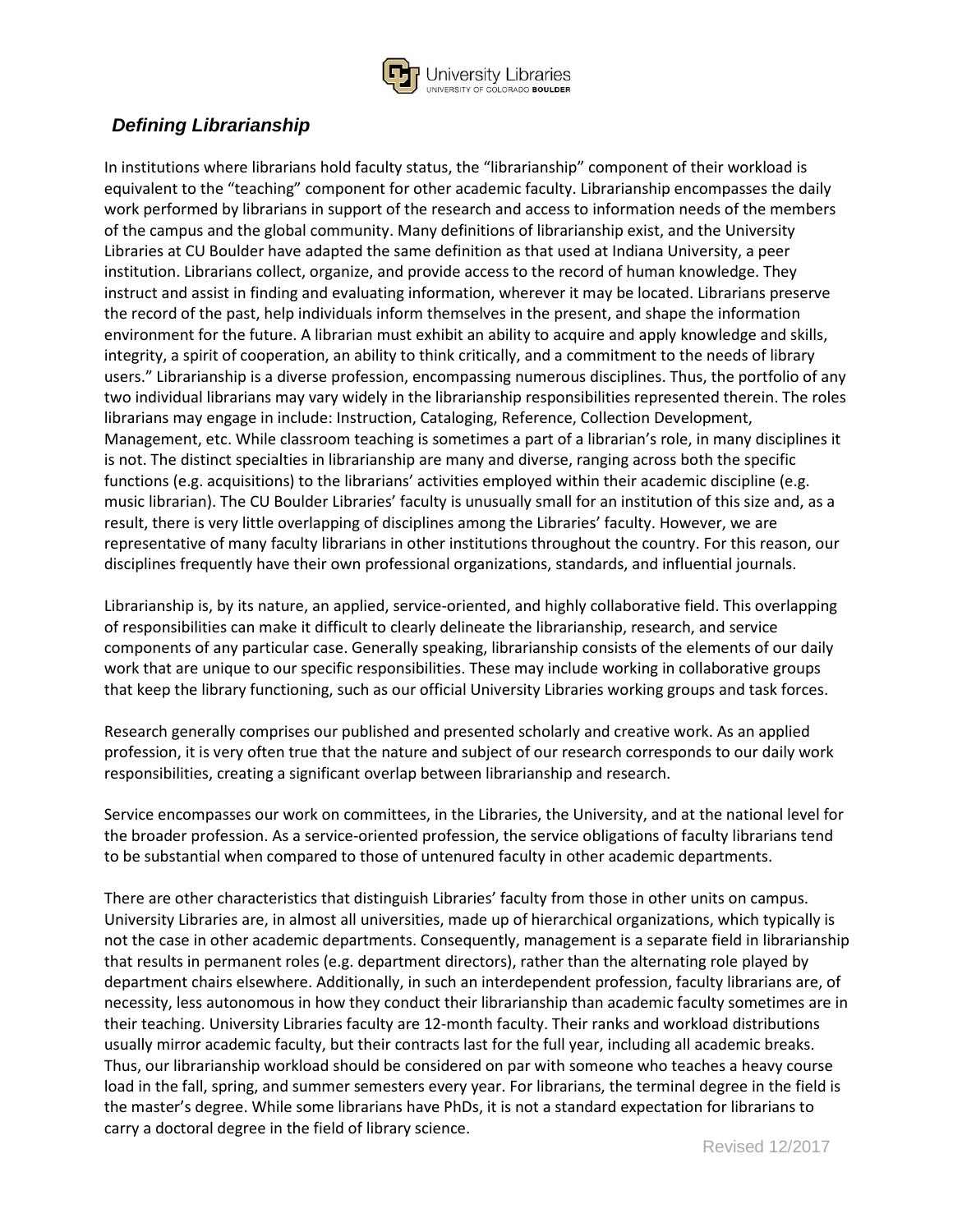## *Defining Librarianship*

In institutions where librarians hold faculty status, the "librarianship" component of their workload is equivalent to the "teaching" component for other academic faculty. Librarianship encompasses the daily work performed by librarians in support of the research and access to information needs of the members of the campus and the global community. Many definitions of librarianship exist, and the University Libraries at CU Boulder have adapted the same definition as that used at Indiana University, a peer institution. Librarians collect, organize, and provide access to the record of human knowledge. They instruct and assist in finding and evaluating information, wherever it may be located. Librarians preserve the record of the past, help individuals inform themselves in the present, and shape the information environment for the future. A librarian must exhibit an ability to acquire and apply knowledge and skills, integrity, a spirit of cooperation, an ability to think critically, and a commitment to the needs of library users." Librarianship is a diverse profession, encompassing numerous disciplines. Thus, the portfolio of any two individual librarians may vary widely in the librarianship responsibilities represented therein. The roles librarians may engage in include: Instruction, Cataloging, Reference, Collection Development, Management, etc. While classroom teaching is sometimes a part of a librarian's role, in many disciplines it is not. The distinct specialties in librarianship are many and diverse, ranging across both the specific functions (e.g. acquisitions) to the librarians' activities employed within their academic discipline (e.g. music librarian). The CU Boulder Libraries' faculty is unusually small for an institution of this size and, as a result, there is very little overlapping of disciplines among the Libraries' faculty. However, we are representative of many faculty librarians in other institutions throughout the country. For this reason, our disciplines frequently have their own professional organizations, standards, and influential journals.

Librarianship is, by its nature, an applied, service-oriented, and highly collaborative field. This overlapping of responsibilities can make it difficult to clearly delineate the librarianship, research, and service components of any particular case. Generally speaking, librarianship consists of the elements of our daily work that are unique to our specific responsibilities. These may include working in collaborative groups that keep the library functioning, such as our official University Libraries working groups and task forces.

Research generally comprises our published and presented scholarly and creative work. As an applied profession, it is very often true that the nature and subject of our research corresponds to our daily work responsibilities, creating a significant overlap between librarianship and research.

Service encompasses our work on committees, in the Libraries, the University, and at the national level for the broader profession. As a service-oriented profession, the service obligations of faculty librarians tend to be substantial when compared to those of untenured faculty in other academic departments.

There are other characteristics that distinguish Libraries' faculty from those in other units on campus. University Libraries are, in almost all universities, made up of hierarchical organizations, which typically is not the case in other academic departments. Consequently, management is a separate field in librarianship that results in permanent roles (e.g. department directors), rather than the alternating role played by department chairs elsewhere. Additionally, in such an interdependent profession, faculty librarians are, of necessity, less autonomous in how they conduct their librarianship than academic faculty sometimes are in their teaching. University Libraries faculty are 12-month faculty. Their ranks and workload distributions usually mirror academic faculty, but their contracts last for the full year, including all academic breaks. Thus, our librarianship workload should be considered on par with someone who teaches a heavy course load in the fall, spring, and summer semesters every year. For librarians, the terminal degree in the field is the master's degree. While some librarians have PhDs, it is not a standard expectation for librarians to carry a doctoral degree in the field of library science.

Revised 12/2017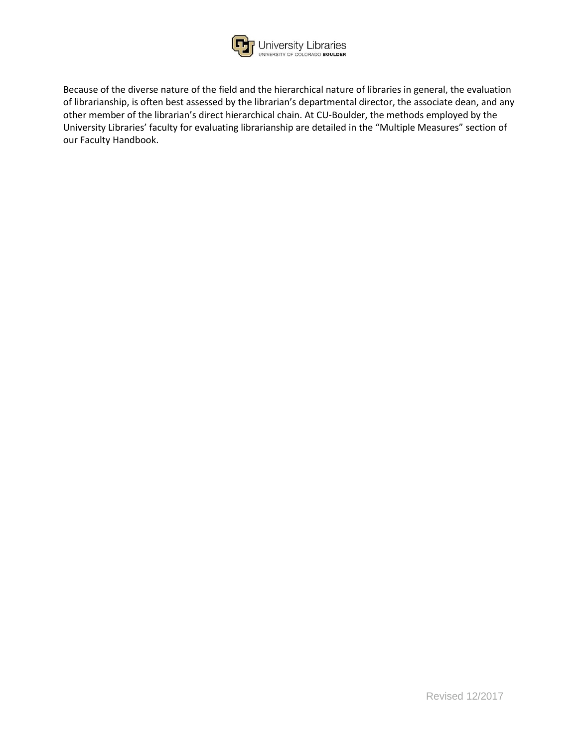Because of the diverse nature of the field and the hierarchical nature of libraries in general, the evaluation of librarianship, is often best assessed by the librarian's departmental director, the associate dean, and any other member of the librarian's direct hierarchical chain. At CU-Boulder, the methods employed by the University Libraries' faculty for evaluating librarianship are detailed in the "Multiple Measures" section of our Faculty Handbook.